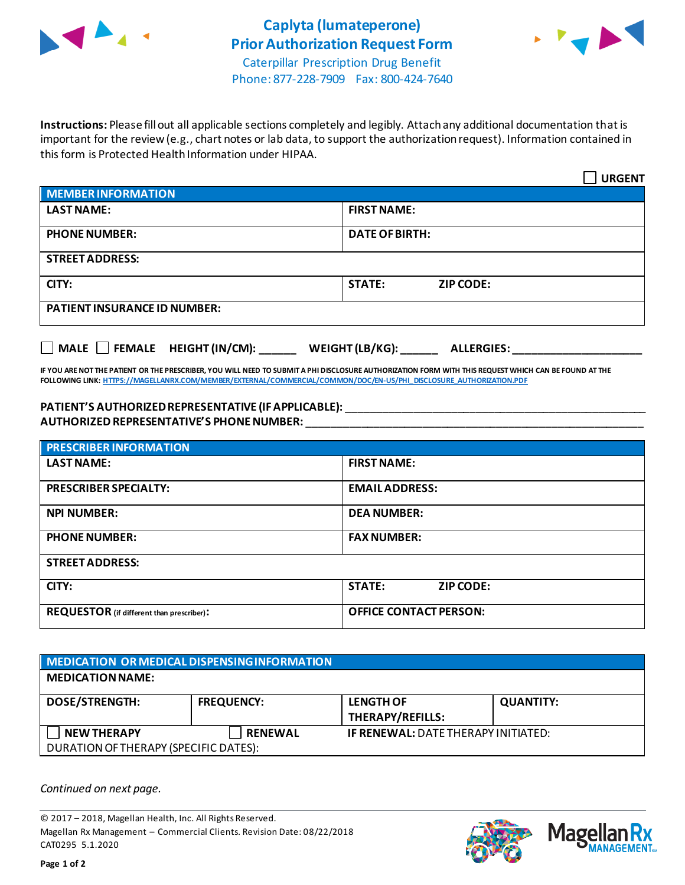# Caplyta (lumateperone) Prior Authorization Request Form

Caterpillar Prescription Drug Benefit
Phone: 877-228-7909 Fax: 800-424-7640

**Instructions:** Please fill out all applicable sections completely and legibly. Attach any additional documentation that is important for the review (e.g., chart notes or lab data, to support the authorization request). Information contained in this form is Protected Health Information under HIPAA.

☐ **URGENT**

| MEMBER INFORMATION | |
|---|---|
| **LAST NAME:** | **FIRST NAME:** |
| **PHONE NUMBER:** | **DATE OF BIRTH:** |
| **STREET ADDRESS:** | |
| **CITY:** | **STATE:** **ZIP CODE:** |
| **PATIENT INSURANCE ID NUMBER:** | |

☐ **MALE** ☐ **FEMALE** **HEIGHT (IN/CM):** ______ **WEIGHT (LB/KG):** ______ **ALLERGIES:** ____________________

**IF YOU ARE NOT THE PATIENT OR THE PRESCRIBER, YOU WILL NEED TO SUBMIT A PHI DISCLOSURE AUTHORIZATION FORM WITH THIS REQUEST WHICH CAN BE FOUND AT THE FOLLOWING LINK: HTTPS://MAGELLANRX.COM/MEMBER/EXTERNAL/COMMERCIAL/COMMON/DOC/EN-US/PHI_DISCLOSURE_AUTHORIZATION.PDF**

**PATIENT'S AUTHORIZED REPRESENTATIVE (IF APPLICABLE):** ____________________________________________
**AUTHORIZED REPRESENTATIVE'S PHONE NUMBER:** ____________________________________________

| PRESCRIBER INFORMATION | |
|---|---|
| **LAST NAME:** | **FIRST NAME:** |
| **PRESCRIBER SPECIALTY:** | **EMAIL ADDRESS:** |
| **NPI NUMBER:** | **DEA NUMBER:** |
| **PHONE NUMBER:** | **FAX NUMBER:** |
| **STREET ADDRESS:** | |
| **CITY:** | **STATE:** **ZIP CODE:** |
| **REQUESTOR** (if different than prescriber)**:** | **OFFICE CONTACT PERSON:** |

| MEDICATION OR MEDICAL DISPENSING INFORMATION | | | |
|---|---|---|---|
| **MEDICATION NAME:** | | | |
| **DOSE/STRENGTH:** | **FREQUENCY:** | **LENGTH OF THERAPY/REFILLS:** | **QUANTITY:** |
| ☐ **NEW THERAPY** | ☐ **RENEWAL** | **IF RENEWAL:** DATE THERAPY INITIATED: | |
| DURATION OF THERAPY (SPECIFIC DATES): | | | |

*Continued on next page.*

© 2017 – 2018, Magellan Health, Inc. All Rights Reserved.
Magellan Rx Management – Commercial Clients. Revision Date: 08/22/2018
CAT0295 5.1.2020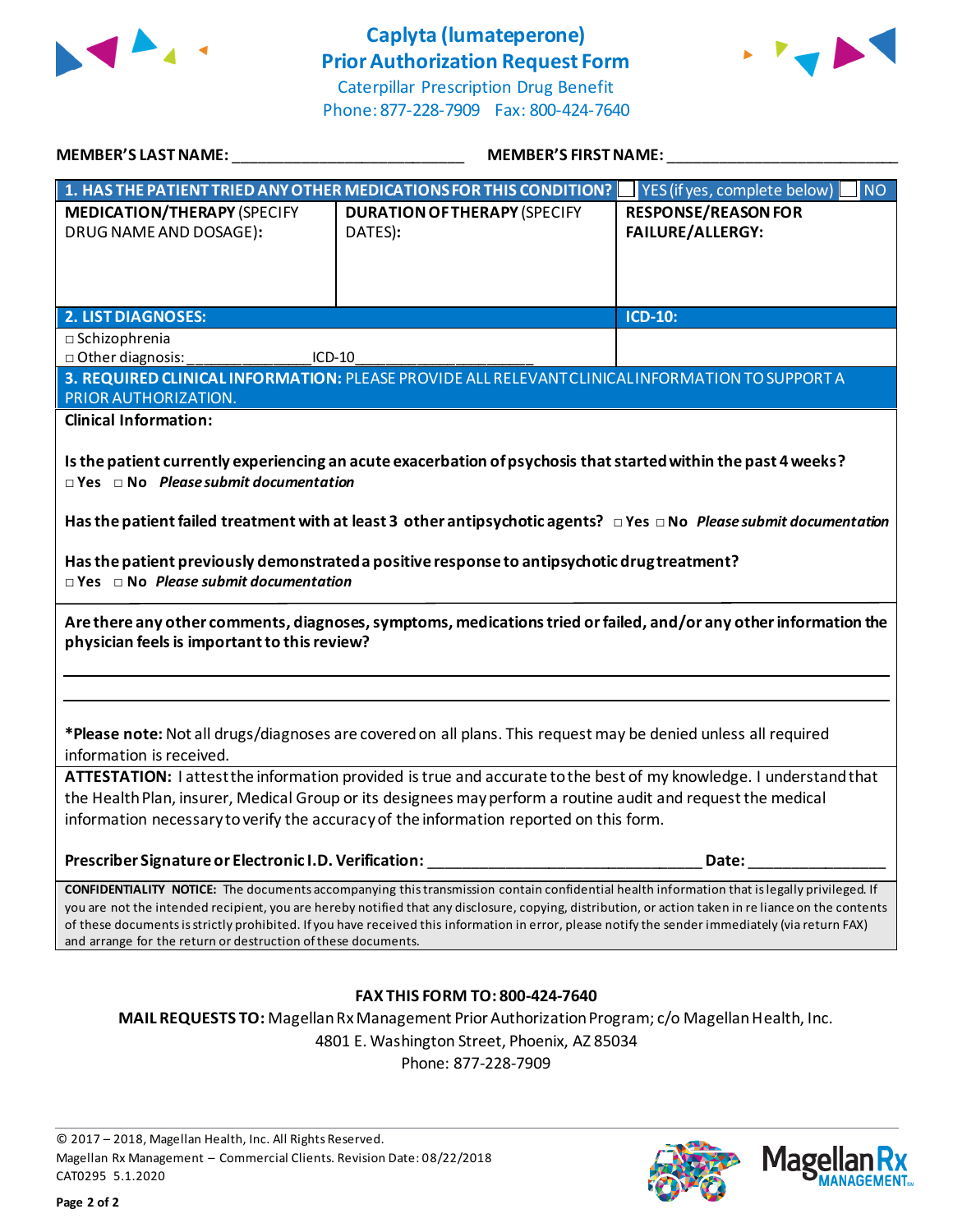# Caplyta (lumateperone)
# Prior Authorization Request Form

Caterpillar Prescription Drug Benefit
Phone: 877-228-7909 Fax: 800-424-7640

**MEMBER'S LAST NAME:** ___________________________ **MEMBER'S FIRST NAME:** ___________________________

| **1. HAS THE PATIENT TRIED ANY OTHER MEDICATIONS FOR THIS CONDITION?** | | ☐ YES (if yes, complete below) ☐ NO |
|---|---|---|
| **MEDICATION/THERAPY** (SPECIFY DRUG NAME AND DOSAGE): | **DURATION OF THERAPY** (SPECIFY DATES): | **RESPONSE/REASON FOR FAILURE/ALLERGY:** |
| | | |

| **2. LIST DIAGNOSES:** | **ICD-10:** |
|---|---|
| □ Schizophrenia<br>□ Other diagnosis:_______________ICD-10_____________________ | |

**3. REQUIRED CLINICAL INFORMATION:** PLEASE PROVIDE ALL RELEVANT CLINICAL INFORMATION TO SUPPORT A PRIOR AUTHORIZATION.

**Clinical Information:**

**Is the patient currently experiencing an acute exacerbation of psychosis that started within the past 4 weeks?**
□ Yes □ No *Please submit documentation*

**Has the patient failed treatment with at least 3 other antipsychotic agents?** □ Yes □ No *Please submit documentation*

**Has the patient previously demonstrated a positive response to antipsychotic drug treatment?**
□ Yes □ No *Please submit documentation*

**Are there any other comments, diagnoses, symptoms, medications tried or failed, and/or any other information the physician feels is important to this review?**

_______________________________________________________________________________

_______________________________________________________________________________

**\*Please note:** Not all drugs/diagnoses are covered on all plans. This request may be denied unless all required information is received.

**ATTESTATION:** I attest the information provided is true and accurate to the best of my knowledge. I understand that the Health Plan, insurer, Medical Group or its designees may perform a routine audit and request the medical information necessary to verify the accuracy of the information reported on this form.

**Prescriber Signature or Electronic I.D. Verification:** _________________________________ **Date:** ________________

**CONFIDENTIALITY NOTICE:** The documents accompanying this transmission contain confidential health information that is legally privileged. If you are not the intended recipient, you are hereby notified that any disclosure, copying, distribution, or action taken in reliance on the contents of these documents is strictly prohibited. If you have received this information in error, please notify the sender immediately (via return FAX) and arrange for the return or destruction of these documents.

**FAX THIS FORM TO: 800-424-7640**

**MAIL REQUESTS TO:** Magellan Rx Management Prior Authorization Program; c/o Magellan Health, Inc.
4801 E. Washington Street, Phoenix, AZ 85034
Phone: 877-228-7909

© 2017 – 2018, Magellan Health, Inc. All Rights Reserved.
Magellan Rx Management – Commercial Clients. Revision Date: 08/22/2018
CAT0295 5.1.2020